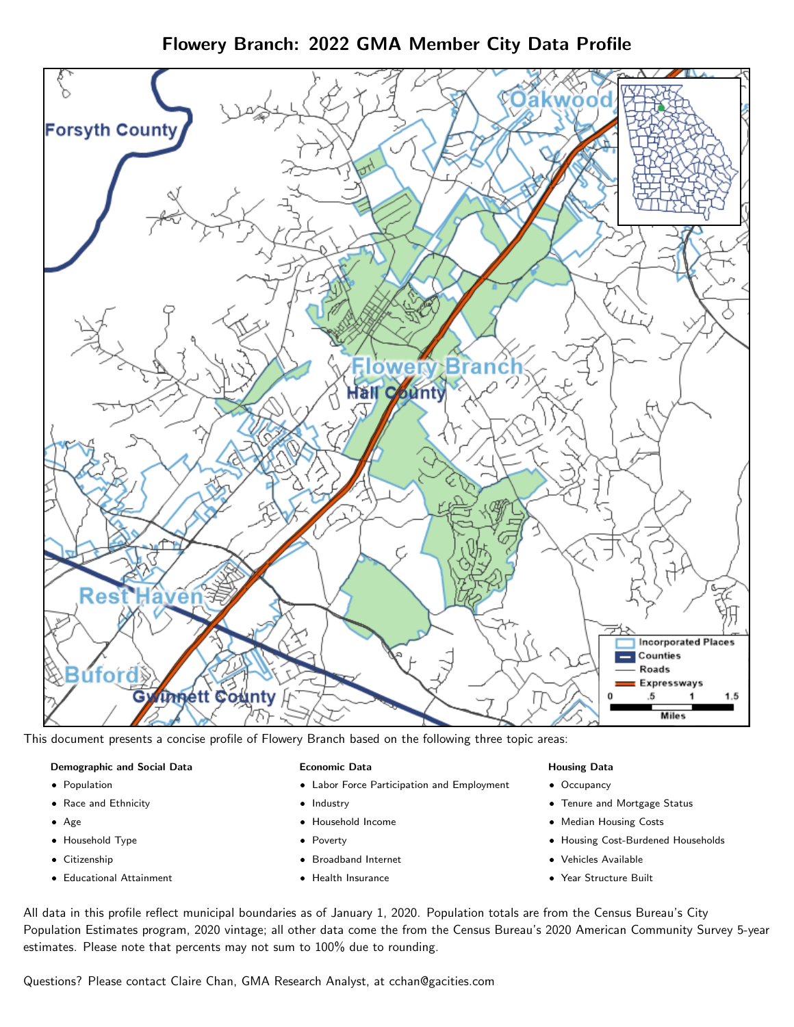# Flowery Branch: 2022 GMA Member City Data Profile

This document presents a concise profile of Flowery Branch based on the following three topic areas:

**Demographic and Social Data**

- Population
- Race and Ethnicity
- Age
- Household Type
- Citizenship
- Educational Attainment

**Economic Data**

- Labor Force Participation and Employment
- Industry
- Household Income
- Poverty
- Broadband Internet
- Health Insurance

**Housing Data**

- Occupancy
- Tenure and Mortgage Status
- Median Housing Costs
- Housing Cost-Burdened Households
- Vehicles Available
- Year Structure Built

All data in this profile reflect municipal boundaries as of January 1, 2020. Population totals are from the Census Bureau's City Population Estimates program, 2020 vintage; all other data come the from the Census Bureau's 2020 American Community Survey 5-year estimates. Please note that percents may not sum to 100% due to rounding.

Questions? Please contact Claire Chan, GMA Research Analyst, at cchan@gacities.com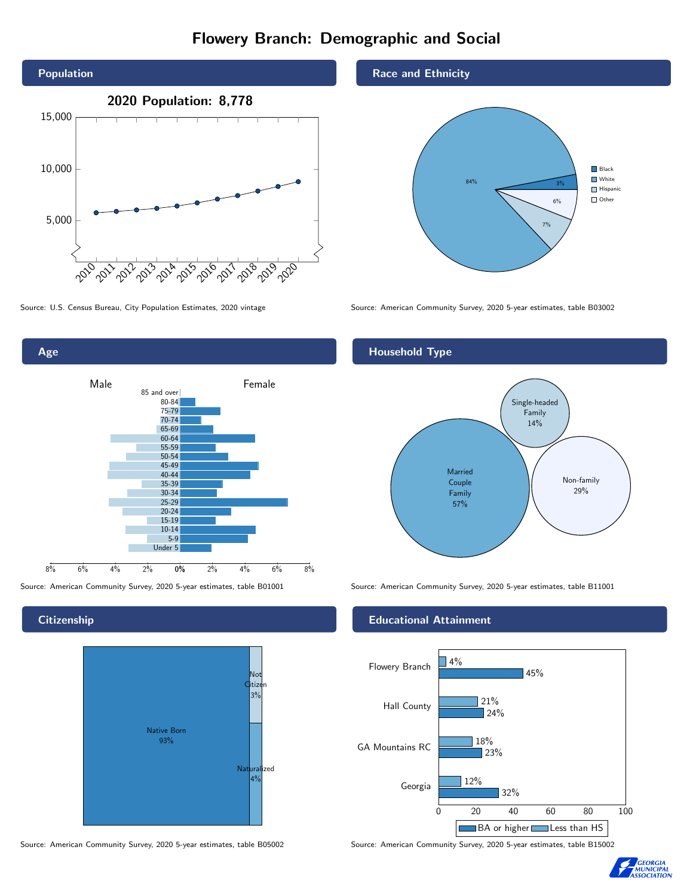# Flowery Branch: Demographic and Social

## Population

2020 Population: 8,778

Source: U.S. Census Bureau, City Population Estimates, 2020 vintage

## Race and Ethnicity

| Group | Percent |
| --- | --- |
| Black | 3% |
| White | 84% |
| Hispanic | 7% |
| Other | 6% |

Source: American Community Survey, 2020 5-year estimates, table B03002

## Age

Male / Female

Source: American Community Survey, 2020 5-year estimates, table B01001

## Household Type

| Type | Percent |
| --- | --- |
| Married Couple Family | 57% |
| Single-headed Family | 14% |
| Non-family | 29% |

Source: American Community Survey, 2020 5-year estimates, table B11001

## Citizenship

| Status | Percent |
| --- | --- |
| Native Born | 93% |
| Not Citizen | 3% |
| Naturalized | 4% |

Source: American Community Survey, 2020 5-year estimates, table B05002

## Educational Attainment

| Area | Less than HS | BA or higher |
| --- | --- | --- |
| Flowery Branch | 4% | 45% |
| Hall County | 21% | 24% |
| GA Mountains RC | 18% | 23% |
| Georgia | 12% | 32% |

Source: American Community Survey, 2020 5-year estimates, table B15002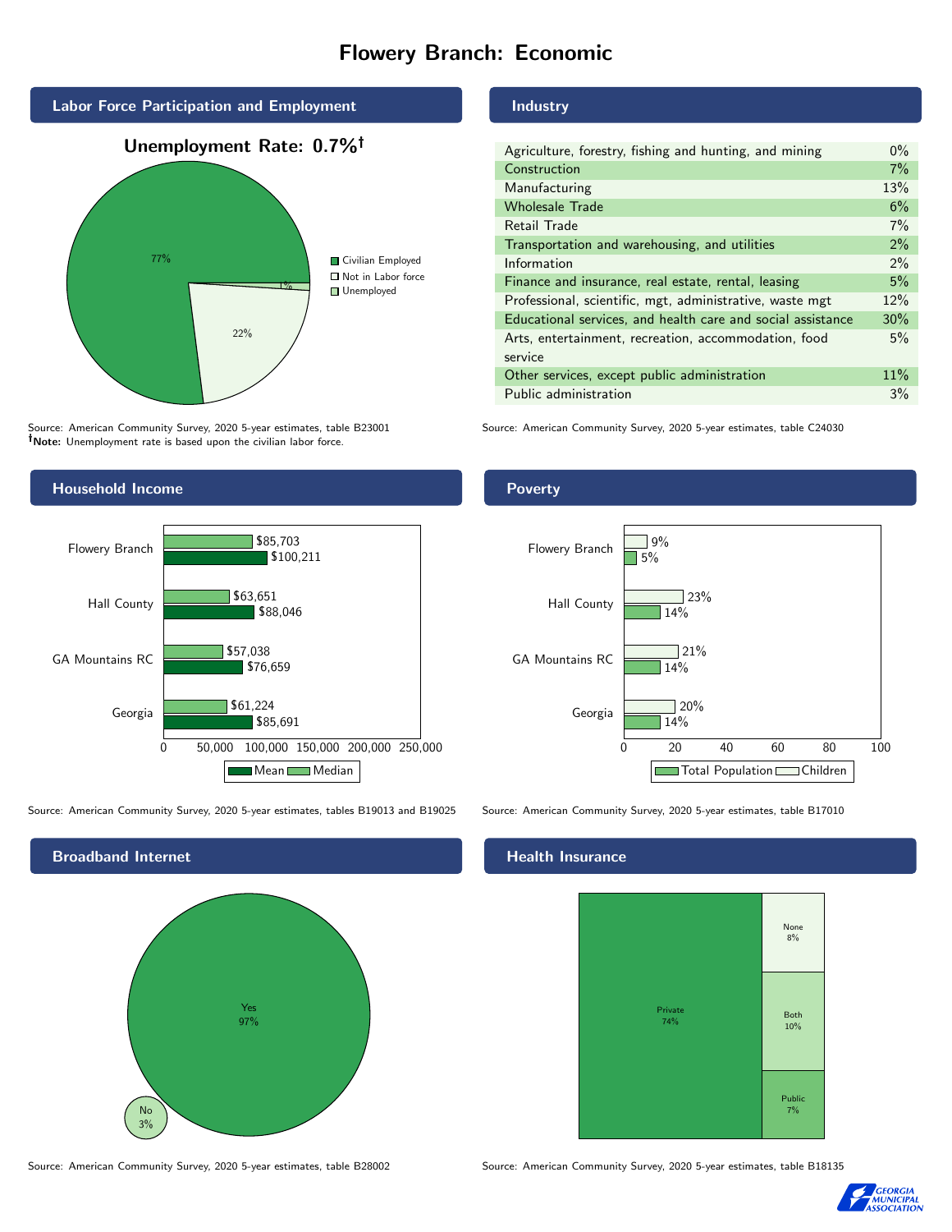# Flowery Branch: Economic

## Labor Force Participation and Employment

**Unemployment Rate: 0.7%†**

| Category | Percent |
|---|---|
| Civilian Employed | 77% |
| Not in Labor force | 22% |
| Unemployed | 1% |

Source: American Community Survey, 2020 5-year estimates, table B23001
**†Note:** Unemployment rate is based upon the civilian labor force.

## Industry

| Industry | Percent |
|---|---|
| Agriculture, forestry, fishing and hunting, and mining | 0% |
| Construction | 7% |
| Manufacturing | 13% |
| Wholesale Trade | 6% |
| Retail Trade | 7% |
| Transportation and warehousing, and utilities | 2% |
| Information | 2% |
| Finance and insurance, real estate, rental, leasing | 5% |
| Professional, scientific, mgt, administrative, waste mgt | 12% |
| Educational services, and health care and social assistance | 30% |
| Arts, entertainment, recreation, accommodation, food service | 5% |
| Other services, except public administration | 11% |
| Public administration | 3% |

Source: American Community Survey, 2020 5-year estimates, table C24030

## Household Income

| | Median | Mean |
|---|---|---|
| Flowery Branch | $85,703 | $100,211 |
| Hall County | $63,651 | $88,046 |
| GA Mountains RC | $57,038 | $76,659 |
| Georgia | $61,224 | $85,691 |

Source: American Community Survey, 2020 5-year estimates, tables B19013 and B19025

## Poverty

| | Children | Total Population |
|---|---|---|
| Flowery Branch | 9% | 5% |
| Hall County | 23% | 14% |
| GA Mountains RC | 21% | 14% |
| Georgia | 20% | 14% |

Source: American Community Survey, 2020 5-year estimates, table B17010

## Broadband Internet

| | Percent |
|---|---|
| Yes | 97% |
| No | 3% |

Source: American Community Survey, 2020 5-year estimates, table B28002

## Health Insurance

| | Percent |
|---|---|
| Private | 74% |
| None | 8% |
| Both | 10% |
| Public | 7% |

Source: American Community Survey, 2020 5-year estimates, table B18135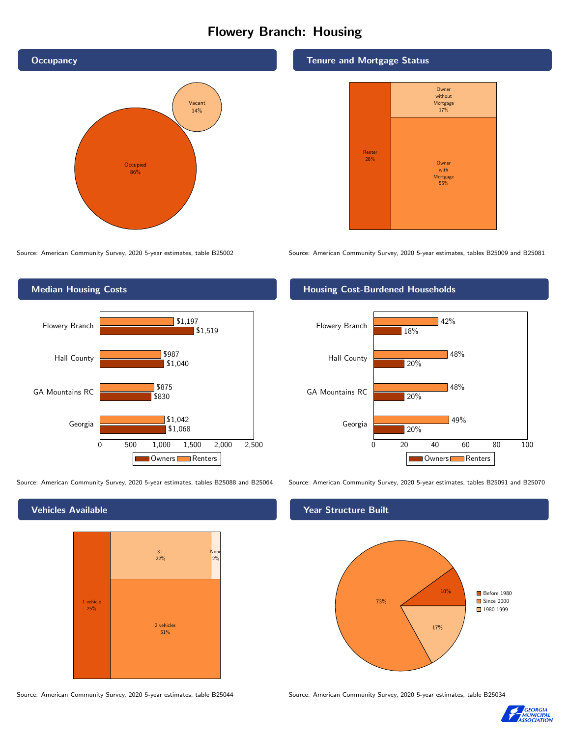# Flowery Branch: Housing

## Occupancy

Vacant
14%

Occupied
86%

Source: American Community Survey, 2020 5-year estimates, table B25002

## Tenure and Mortgage Status

Owner without Mortgage
17%

Renter
28%

Owner with Mortgage
55%

Source: American Community Survey, 2020 5-year estimates, tables B25009 and B25081

## Median Housing Costs

Flowery Branch
$1,197
$1,519

Hall County
$987
$1,040

GA Mountains RC
$875
$830

Georgia
$1,042
$1,068

0 500 1,000 1,500 2,000 2,500

Owners Renters

Source: American Community Survey, 2020 5-year estimates, tables B25088 and B25064

## Housing Cost-Burdened Households

Flowery Branch
42%
18%

Hall County
48%
20%

GA Mountains RC
48%
20%

Georgia
49%
20%

0 20 40 60 80 100

Owners Renters

Source: American Community Survey, 2020 5-year estimates, tables B25091 and B25070

## Vehicles Available

3+
22%

None
2%

1 vehicle
25%

2 vehicles
51%

Source: American Community Survey, 2020 5-year estimates, table B25044

## Year Structure Built

10%
73%
17%

Before 1980
Since 2000
1980-1999

Source: American Community Survey, 2020 5-year estimates, table B25034